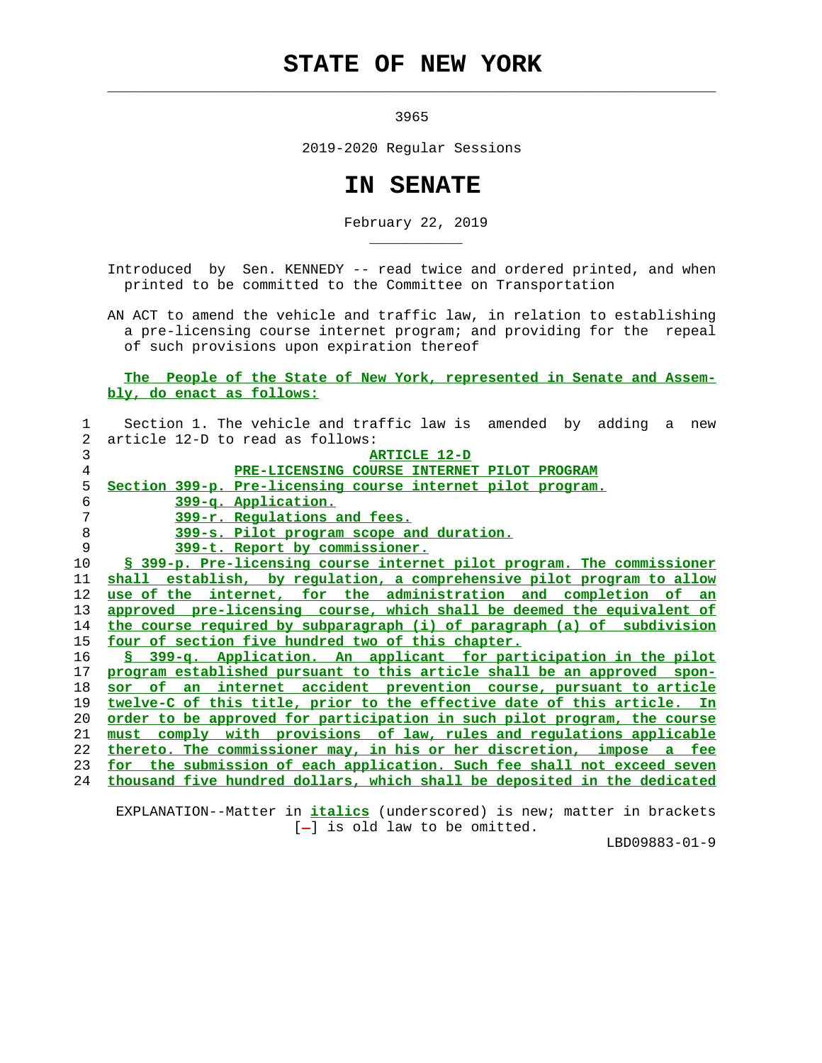# STATE OF NEW YORK

3965

2019-2020 Regular Sessions

# IN SENATE

February 22, 2019

Introduced by Sen. KENNEDY -- read twice and ordered printed, and when printed to be committed to the Committee on Transportation

AN ACT to amend the vehicle and traffic law, in relation to establishing a pre-licensing course internet program; and providing for the repeal of such provisions upon expiration thereof

*The People of the State of New York, represented in Senate and Assembly, do enact as follows:*

Section 1. The vehicle and traffic law is amended by adding a new article 12-D to read as follows:

*ARTICLE 12-D*

*PRE-LICENSING COURSE INTERNET PILOT PROGRAM*

*Section 399-p. Pre-licensing course internet pilot program.*

*399-q. Application.*

*399-r. Regulations and fees.*

*399-s. Pilot program scope and duration.*

*399-t. Report by commissioner.*

*§ 399-p. Pre-licensing course internet pilot program. The commissioner shall establish, by regulation, a comprehensive pilot program to allow use of the internet, for the administration and completion of an approved pre-licensing course, which shall be deemed the equivalent of the course required by subparagraph (i) of paragraph (a) of subdivision four of section five hundred two of this chapter.*

*§ 399-q. Application. An applicant for participation in the pilot program established pursuant to this article shall be an approved sponsor of an internet accident prevention course, pursuant to article twelve-C of this title, prior to the effective date of this article. In order to be approved for participation in such pilot program, the course must comply with provisions of law, rules and regulations applicable thereto. The commissioner may, in his or her discretion, impose a fee for the submission of each application. Such fee shall not exceed seven thousand five hundred dollars, which shall be deposited in the dedicated*

EXPLANATION--Matter in *italics* (underscored) is new; matter in brackets [-] is old law to be omitted.

LBD09883-01-9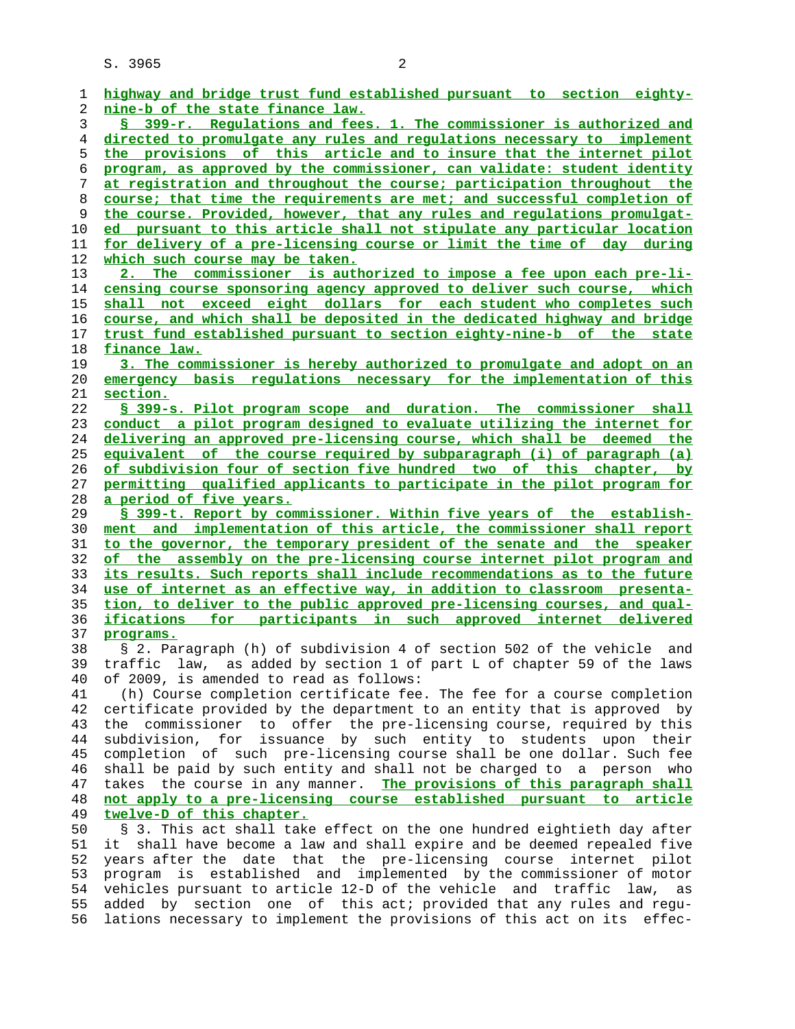highway and bridge trust fund established pursuant to section eighty-nine-b of the state finance law.

§ 399-r. Regulations and fees. 1. The commissioner is authorized and directed to promulgate any rules and regulations necessary to implement the provisions of this article and to insure that the internet pilot program, as approved by the commissioner, can validate: student identity at registration and throughout the course; participation throughout the course; that time the requirements are met; and successful completion of the course. Provided, however, that any rules and regulations promulgated pursuant to this article shall not stipulate any particular location for delivery of a pre-licensing course or limit the time of day during which such course may be taken.

2. The commissioner is authorized to impose a fee upon each pre-licensing course sponsoring agency approved to deliver such course, which shall not exceed eight dollars for each student who completes such course, and which shall be deposited in the dedicated highway and bridge trust fund established pursuant to section eighty-nine-b of the state finance law.

3. The commissioner is hereby authorized to promulgate and adopt on an emergency basis regulations necessary for the implementation of this section.

§ 399-s. Pilot program scope and duration. The commissioner shall conduct a pilot program designed to evaluate utilizing the internet for delivering an approved pre-licensing course, which shall be deemed the equivalent of the course required by subparagraph (i) of paragraph (a) of subdivision four of section five hundred two of this chapter, by permitting qualified applicants to participate in the pilot program for a period of five years.

§ 399-t. Report by commissioner. Within five years of the establishment and implementation of this article, the commissioner shall report to the governor, the temporary president of the senate and the speaker of the assembly on the pre-licensing course internet pilot program and its results. Such reports shall include recommendations as to the future use of internet as an effective way, in addition to classroom presentation, to deliver to the public approved pre-licensing courses, and qualifications for participants in such approved internet delivered programs.

§ 2. Paragraph (h) of subdivision 4 of section 502 of the vehicle and traffic law, as added by section 1 of part L of chapter 59 of the laws of 2009, is amended to read as follows:

(h) Course completion certificate fee. The fee for a course completion certificate provided by the department to an entity that is approved by the commissioner to offer the pre-licensing course, required by this subdivision, for issuance by such entity to students upon their completion of such pre-licensing course shall be one dollar. Such fee shall be paid by such entity and shall not be charged to a person who takes the course in any manner. The provisions of this paragraph shall not apply to a pre-licensing course established pursuant to article twelve-D of this chapter.

§ 3. This act shall take effect on the one hundred eightieth day after it shall have become a law and shall expire and be deemed repealed five years after the date that the pre-licensing course internet pilot program is established and implemented by the commissioner of motor vehicles pursuant to article 12-D of the vehicle and traffic law, as added by section one of this act; provided that any rules and regulations necessary to implement the provisions of this act on its effec-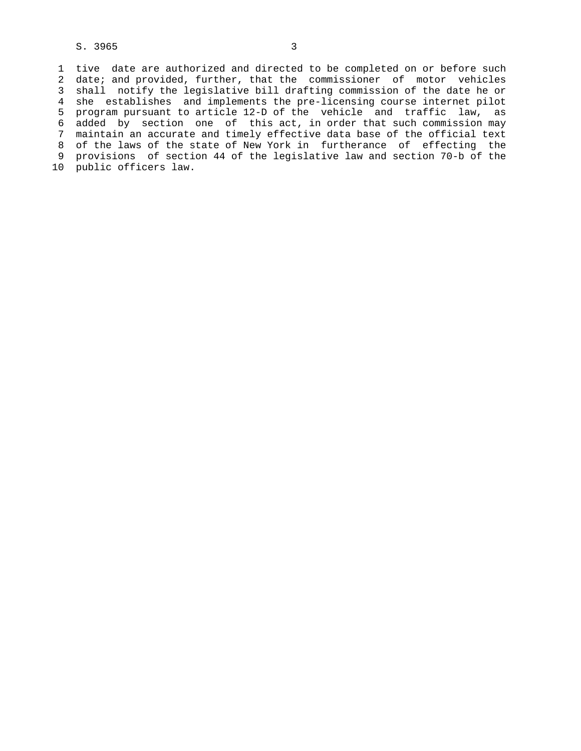tive date are authorized and directed to be completed on or before such date; and provided, further, that the commissioner of motor vehicles shall notify the legislative bill drafting commission of the date he or she establishes and implements the pre-licensing course internet pilot program pursuant to article 12-D of the vehicle and traffic law, as added by section one of this act, in order that such commission may maintain an accurate and timely effective data base of the official text of the laws of the state of New York in furtherance of effecting the provisions of section 44 of the legislative law and section 70-b of the public officers law.